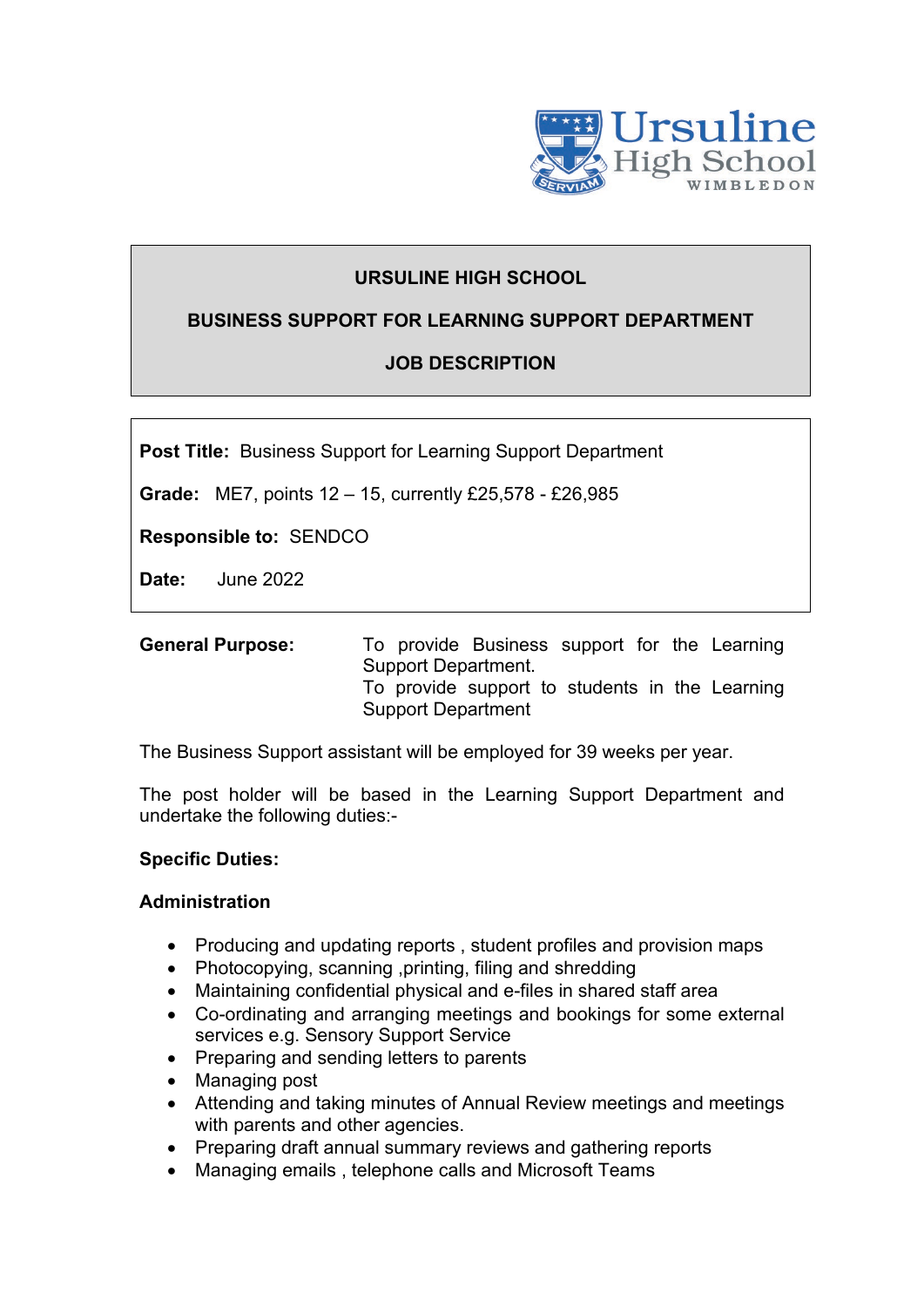Ursuline High School WIMBLEDON

# URSULINE HIGH SCHOOL

## BUSINESS SUPPORT FOR LEARNING SUPPORT DEPARTMENT

## JOB DESCRIPTION

**Post Title:** Business Support for Learning Support Department

**Grade:** ME7, points 12 – 15, currently £25,578 - £26,985

**Responsible to:** SENDCO

**Date:** June 2022

**General Purpose:** To provide Business support for the Learning Support Department.
To provide support to students in the Learning Support Department

The Business Support assistant will be employed for 39 weeks per year.

The post holder will be based in the Learning Support Department and undertake the following duties:-

**Specific Duties:**

**Administration**

- Producing and updating reports , student profiles and provision maps
- Photocopying, scanning ,printing, filing and shredding
- Maintaining confidential physical and e-files in shared staff area
- Co-ordinating and arranging meetings and bookings for some external services e.g. Sensory Support Service
- Preparing and sending letters to parents
- Managing post
- Attending and taking minutes of Annual Review meetings and meetings with parents and other agencies.
- Preparing draft annual summary reviews and gathering reports
- Managing emails , telephone calls and Microsoft Teams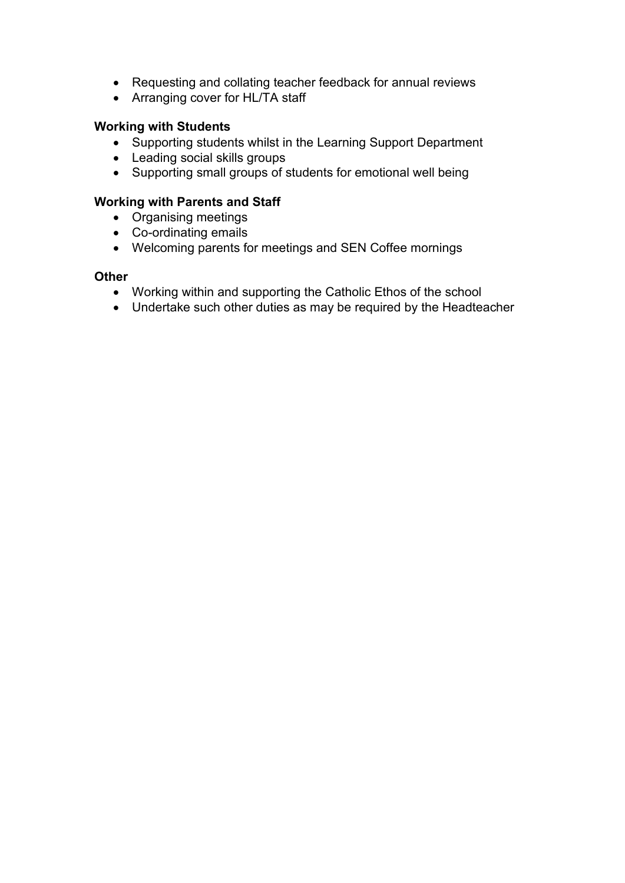- Requesting and collating teacher feedback for annual reviews
- Arranging cover for HL/TA staff

**Working with Students**

- Supporting students whilst in the Learning Support Department
- Leading social skills groups
- Supporting small groups of students for emotional well being

**Working with Parents and Staff**

- Organising meetings
- Co-ordinating emails
- Welcoming parents for meetings and SEN Coffee mornings

**Other**

- Working within and supporting the Catholic Ethos of the school
- Undertake such other duties as may be required by the Headteacher